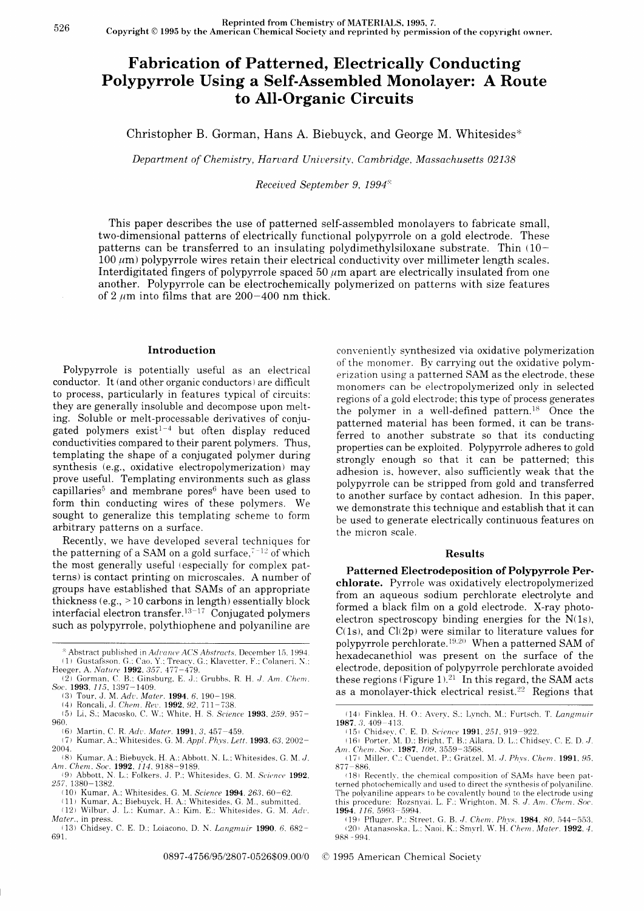Reprinted from Chemistry of MATERIALS, 1995, 7.
Copyright © 1995 by the American Chemical Society and reprinted by permission of the copyright owner.

# Fabrication of Patterned, Electrically Conducting Polypyrrole Using a Self-Assembled Monolayer: A Route to All-Organic Circuits

Christopher B. Gorman, Hans A. Biebuyck, and George M. Whitesides*

*Department of Chemistry, Harvard University, Cambridge, Massachusetts 02138*

*Received September 9, 1994*[⊗]

This paper describes the use of patterned self-assembled monolayers to fabricate small, two-dimensional patterns of electrically functional polypyrrole on a gold electrode. These patterns can be transferred to an insulating polydimethylsiloxane substrate. Thin (10–100 μm) polypyrrole wires retain their electrical conductivity over millimeter length scales. Interdigitated fingers of polypyrrole spaced 50 μm apart are electrically insulated from one another. Polypyrrole can be electrochemically polymerized on patterns with size features of 2 μm into films that are 200–400 nm thick.

## Introduction

Polypyrrole is potentially useful as an electrical conductor. It (and other organic conductors) are difficult to process, particularly in features typical of circuits: they are generally insoluble and decompose upon melting. Soluble or melt-processable derivatives of conjugated polymers exist[1–4] but often display reduced conductivities compared to their parent polymers. Thus, templating the shape of a conjugated polymer during synthesis (e.g., oxidative electropolymerization) may prove useful. Templating environments such as glass capillaries[5] and membrane pores[6] have been used to form thin conducting wires of these polymers. We sought to generalize this templating scheme to form arbitrary patterns on a surface.

Recently, we have developed several techniques for the patterning of a SAM on a gold surface,[7–12] of which the most generally useful (especially for complex patterns) is contact printing on microscales. A number of groups have established that SAMs of an appropriate thickness (e.g., >10 carbons in length) essentially block interfacial electron transfer.[13–17] Conjugated polymers such as polypyrrole, polythiophene and polyaniline are conveniently synthesized via oxidative polymerization of the monomer. By carrying out the oxidative polymerization using a patterned SAM as the electrode, these monomers can be electropolymerized only in selected regions of a gold electrode; this type of process generates the polymer in a well-defined pattern.[18] Once the patterned material has been formed, it can be transferred to another substrate so that its conducting properties can be exploited. Polypyrrole adheres to gold strongly enough so that it can be patterned; this adhesion is, however, also sufficiently weak that the polypyrrole can be stripped from gold and transferred to another surface by contact adhesion. In this paper, we demonstrate this technique and establish that it can be used to generate electrically continuous features on the micron scale.

## Results

**Patterned Electrodeposition of Polypyrrole Perchlorate.** Pyrrole was oxidatively electropolymerized from an aqueous sodium perchlorate electrolyte and formed a black film on a gold electrode. X-ray photoelectron spectroscopy binding energies for the N(1s), C(1s), and Cl(2p) were similar to literature values for polypyrrole perchlorate.[19,20] When a patterned SAM of hexadecanethiol was present on the surface of the electrode, deposition of polypyrrole perchlorate avoided these regions (Figure 1).[21] In this regard, the SAM acts as a monolayer-thick electrical resist.[22] Regions that

---

* Abstract published in *Advance ACS Abstracts*, December 15, 1994.

(1) Gustafsson, G.; Cao, Y.; Treacy, G.; Klavetter, F.; Colaneri, N.; Heeger, A. *Nature* **1992**, *357*, 477–479.

(2) Gorman, C. B.; Ginsburg, E. J.; Grubbs, R. H. *J. Am. Chem. Soc.* **1993**, *115*, 1397–1409.

(3) Tour, J. M. *Adv. Mater.* **1994**, *6*, 190–198.

(4) Roncali, J. *Chem. Rev.* **1992**, *92*, 711–738.

(5) Li, S.; Macosko, C. W.; White, H. S. *Science* **1993**, *259*, 957–960.

(6) Martin, C. R. *Adv. Mater.* **1991**, *3*, 457–459.

(7) Kumar, A.; Whitesides, G. M. *Appl. Phys. Lett.* **1993**, *63*, 2002–2004.

(8) Kumar, A.; Biebuyck, H. A.; Abbott, N. L.; Whitesides, G. M. *J. Am. Chem. Soc.* **1992**, *114*, 9188–9189.

(9) Abbott, N. L.; Folkers, J. P.; Whitesides, G. M. *Science* **1992**, *257*, 1380–1382.

(10) Kumar, A.; Whitesides, G. M. *Science* **1994**, *263*, 60–62.

(11) Kumar, A.; Biebuyck, H. A.; Whitesides, G. M., submitted.

(12) Wilbur, J. L.; Kumar, A.; Kim, E.; Whitesides, G. M. *Adv. Mater.*, in press.

(13) Chidsey, C. E. D.; Loiacono, D. N. *Langmuir* **1990**, *6*, 682–691.

(14) Finklea, H. O.; Avery, S.; Lynch, M.; Furtsch, T. *Langmuir* **1987**, *3*, 409–413.

(15) Chidsey, C. E. D. *Science* **1991**, *251*, 919–922.

(16) Porter, M. D.; Bright, T. B.; Allara, D. L.; Chidsey, C. E. D. *J. Am. Chem. Soc.* **1987**, *109*, 3559–3568.

(17) Miller, C.; Cuendet, P.; Grätzel, M. *J. Phys. Chem.* **1991**, *95*, 877–886.

(18) Recently, the chemical composition of SAMs have been patterned photochemically and used to direct the synthesis of polyaniline. The polyaniline appears to be covalently bound to the electrode using this procedure: Rozsnyai, L. F.; Wrighton, M. S. *J. Am. Chem. Soc.* **1994**, *116*, 5993–5994.

(19) Pfluger, P.; Street, G. B. *J. Chem. Phys.* **1984**, *80*, 544–553.

(20) Atanasoska, L.; Naoi, K.; Smyrl, W. H. *Chem. Mater.* **1992**, *4*, 988–994.

0897-4756/95/2807-0526$09.00/0 © 1995 American Chemical Society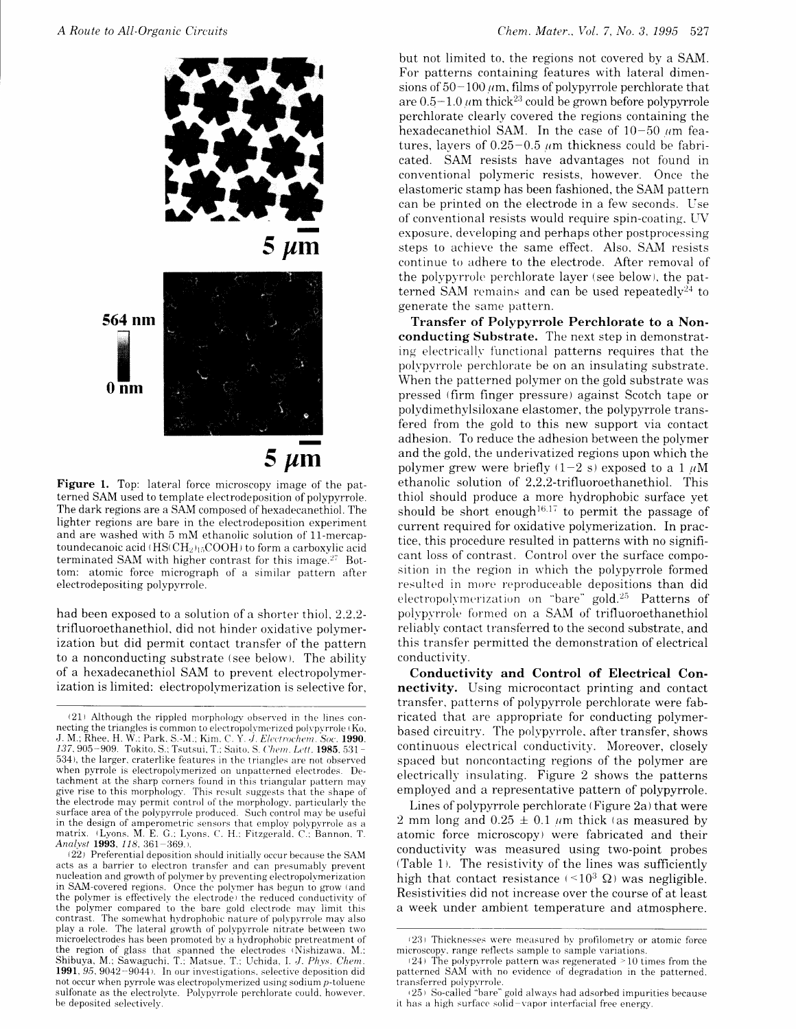5 $\mu$m

564 nm

0 nm

5 $\mu$m

**Figure 1.** Top: lateral force microscopy image of the patterned SAM used to template electrodeposition of polypyrrole. The dark regions are a SAM composed of hexadecanethiol. The lighter regions are bare in the electrodeposition experiment and are washed with 5 mM ethanolic solution of 11-mercaptoundecanoic acid ($HS(CH_2)_{15}COOH$) to form a carboxylic acid terminated SAM with higher contrast for this image.[27] Bottom: atomic force micrograph of a similar pattern after electrodepositing polypyrrole.

had been exposed to a solution of a shorter thiol, 2,2,2-trifluoroethanethiol, did not hinder oxidative polymerization but did permit contact transfer of the pattern to a nonconducting substrate (see below). The ability of a hexadecanethiol SAM to prevent electropolymerization is limited: electropolymerization is selective for, but not limited to, the regions not covered by a SAM. For patterns containing features with lateral dimensions of 50–100 $\mu$m, films of polypyrrole perchlorate that are 0.5–1.0 $\mu$m thick[23] could be grown before polypyrrole perchlorate clearly covered the regions containing the hexadecanethiol SAM. In the case of 10–50 $\mu$m features, layers of 0.25–0.5 $\mu$m thickness could be fabricated. SAM resists have advantages not found in conventional polymeric resists, however. Once the elastomeric stamp has been fashioned, the SAM pattern can be printed on the electrode in a few seconds. Use of conventional resists would require spin-coating, UV exposure, developing and perhaps other postprocessing steps to achieve the same effect. Also, SAM resists continue to adhere to the electrode. After removal of the polypyrrole perchlorate layer (see below), the patterned SAM remains and can be used repeatedly[24] to generate the same pattern.

**Transfer of Polypyrrole Perchlorate to a Nonconducting Substrate.** The next step in demonstrating electrically functional patterns requires that the polypyrrole perchlorate be on an insulating substrate. When the patterned polymer on the gold substrate was pressed (firm finger pressure) against Scotch tape or polydimethylsiloxane elastomer, the polypyrrole transferred from the gold to this new support via contact adhesion. To reduce the adhesion between the polymer and the gold, the underivatized regions upon which the polymer grew were briefly (1–2 s) exposed to a 1 $\mu$M ethanolic solution of 2,2,2-trifluoroethanethiol. This thiol should produce a more hydrophobic surface yet should be short enough[16,17] to permit the passage of current required for oxidative polymerization. In practice, this procedure resulted in patterns with no significant loss of contrast. Control over the surface composition in the region in which the polypyrrole formed resulted in more reproduceable depositions than did electropolymerization on "bare" gold.[25] Patterns of polypyrrole formed on a SAM of trifluoroethanethiol reliably contact transferred to the second substrate, and this transfer permitted the demonstration of electrical conductivity.

**Conductivity and Control of Electrical Connectivity.** Using microcontact printing and contact transfer, patterns of polypyrrole perchlorate were fabricated that are appropriate for conducting polymer-based circuitry. The polypyrrole, after transfer, shows continuous electrical conductivity. Moreover, closely spaced but noncontacting regions of the polymer are electrically insulating. Figure 2 shows the patterns employed and a representative pattern of polypyrrole.

Lines of polypyrrole perchlorate (Figure 2a) that were 2 mm long and 0.25 ± 0.1 $\mu$m thick (as measured by atomic force microscopy) were fabricated and their conductivity was measured using two-point probes (Table 1). The resistivity of the lines was sufficiently high that contact resistance (<$10^3$ Ω) was negligible. Resistivities did not increase over the course of at least a week under ambient temperature and atmosphere.

---

(21) Although the rippled morphology observed in the lines connecting the triangles is common to electropolymerized polypyrrole (Ko, J. M.; Rhee, H. W.; Park, S.-M.; Kim, C. Y. *J. Electrochem. Soc.* **1990**, *137*, 905–909. Tokito, S.; Tsutsui, T.; Saito, S. *Chem. Lett.* **1985**, 531–534), the larger, craterlike features in the triangles are not observed when pyrrole is electropolymerized on unpatterned electrodes. Detachment at the sharp corners found in this triangular pattern may give rise to this morphology. This result suggests that the shape of the electrode may permit control of the morphology, particularly the surface area of the polypyrrole produced. Such control may be useful in the design of amperometric sensors that employ polypyrrole as a matrix. (Lyons, M. E. G.; Lyons, C. H.; Fitzgerald, C.; Bannon, T. *Analyst* **1993**, *118*, 361–369.).

(22) Preferential deposition should initially occur because the SAM acts as a barrier to electron transfer and can presumably prevent nucleation and growth of polymer by preventing electropolymerization in SAM-covered regions. Once the polymer has begun to grow (and the polymer is effectively the electrode) the reduced conductivity of the polymer compared to the bare gold electrode may limit this contrast. The somewhat hydrophobic nature of polypyrrole may also play a role. The lateral growth of polypyrrole nitrate between two microelectrodes has been promoted by a hydrophobic pretreatment of the region of glass that spanned the electrodes (Nishizawa, M.; Shibuya, M.; Sawaguchi, T.; Matsue, T.; Uchida, I. *J. Phys. Chem.* **1991**, *95*, 9042–9044). In our investigations, selective deposition did not occur when pyrrole was electropolymerized using sodium *p*-toluene sulfonate as the electrolyte. Polypyrrole perchlorate could, however, be deposited selectively.

(23) Thicknesses were measured by profilometry or atomic force microscopy, range reflects sample to sample variations.

(24) The polypyrrole pattern was regenerated >10 times from the patterned SAM with no evidence of degradation in the patterned, transferred polypyrrole.

(25) So-called "bare" gold always had adsorbed impurities because it has a high surface solid–vapor interfacial free energy.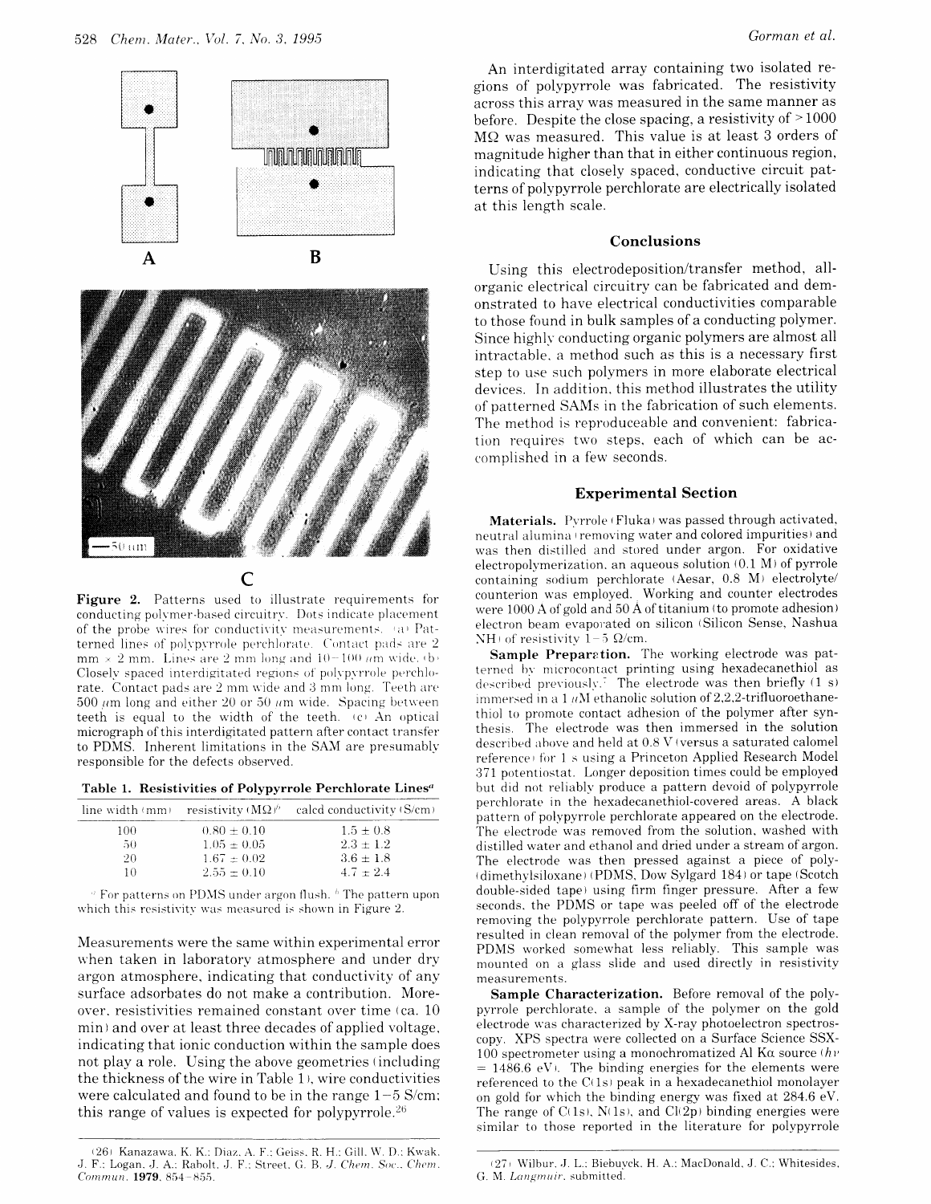A

B

C

**Figure 2.** Patterns used to illustrate requirements for conducting polymer-based circuitry. Dots indicate placement of the probe wires for conductivity measurements. (a) Patterned lines of polypyrrole perchlorate. Contact pads are 2 mm × 2 mm. Lines are 2 mm long and 10–100 μm wide. (b) Closely spaced interdigitated regions of polypyrrole perchlorate. Contact pads are 2 mm wide and 3 mm long. Teeth are 500 μm long and either 20 or 50 μm wide. Spacing between teeth is equal to the width of the teeth. (c) An optical micrograph of this interdigitated pattern after contact transfer to PDMS. Inherent limitations in the SAM are presumably responsible for the defects observed.

**Table 1. Resistivities of Polypyrrole Perchlorate Lines**[a]

| line width (mm) | resistivity (MΩ)[b] | calcd conductivity (S/cm) |
|---|---|---|
| 100 | 0.80 ± 0.10 | 1.5 ± 0.8 |
| 50 | 1.05 ± 0.05 | 2.3 ± 1.2 |
| 20 | 1.67 ± 0.02 | 3.6 ± 1.8 |
| 10 | 2.55 ± 0.10 | 4.7 ± 2.4 |

[a] For patterns on PDMS under argon flush. [b] The pattern upon which this resistivity was measured is shown in Figure 2.

Measurements were the same within experimental error when taken in laboratory atmosphere and under dry argon atmosphere, indicating that conductivity of any surface adsorbates do not make a contribution. Moreover, resistivities remained constant over time (ca. 10 min) and over at least three decades of applied voltage, indicating that ionic conduction within the sample does not play a role. Using the above geometries (including the thickness of the wire in Table 1), wire conductivities were calculated and found to be in the range 1–5 S/cm; this range of values is expected for polypyrrole.[26]

An interdigitated array containing two isolated regions of polypyrrole was fabricated. The resistivity across this array was measured in the same manner as before. Despite the close spacing, a resistivity of >1000 MΩ was measured. This value is at least 3 orders of magnitude higher than that in either continuous region, indicating that closely spaced, conductive circuit patterns of polypyrrole perchlorate are electrically isolated at this length scale.

## Conclusions

Using this electrodeposition/transfer method, all-organic electrical circuitry can be fabricated and demonstrated to have electrical conductivities comparable to those found in bulk samples of a conducting polymer. Since highly conducting organic polymers are almost all intractable, a method such as this is a necessary first step to use such polymers in more elaborate electrical devices. In addition, this method illustrates the utility of patterned SAMs in the fabrication of such elements. The method is reproduceable and convenient: fabrication requires two steps, each of which can be accomplished in a few seconds.

## Experimental Section

**Materials.** Pyrrole (Fluka) was passed through activated, neutral alumina (removing water and colored impurities) and was then distilled and stored under argon. For oxidative electropolymerization, an aqueous solution (0.1 M) of pyrrole containing sodium perchlorate (Aesar, 0.8 M) electrolyte/counterion was employed. Working and counter electrodes were 1000 Å of gold and 50 Å of titanium (to promote adhesion) electron beam evaporated on silicon (Silicon Sense, Nashua NH) of resistivity 1–5 Ω/cm.

**Sample Preparation.** The working electrode was patterned by microcontact printing using hexadecanethiol as described previously.[7] The electrode was then briefly (1 s) immersed in a 1 μM ethanolic solution of 2,2,2-trifluoroethanethiol to promote contact adhesion of the polymer after synthesis. The electrode was then immersed in the solution described above and held at 0.8 V (versus a saturated calomel reference) for 1 s using a Princeton Applied Research Model 371 potentiostat. Longer deposition times could be employed but did not reliably produce a pattern devoid of polypyrrole perchlorate in the hexadecanethiol-covered areas. A black pattern of polypyrrole perchlorate appeared on the electrode. The electrode was removed from the solution, washed with distilled water and ethanol and dried under a stream of argon. The electrode was then pressed against a piece of poly(dimethylsiloxane) (PDMS, Dow Sylgard 184) or tape (Scotch double-sided tape) using firm finger pressure. After a few seconds, the PDMS or tape was peeled off of the electrode removing the polypyrrole perchlorate pattern. Use of tape resulted in clean removal of the polymer from the electrode. PDMS worked somewhat less reliably. This sample was mounted on a glass slide and used directly in resistivity measurements.

**Sample Characterization.** Before removal of the polypyrrole perchlorate, a sample of the polymer on the gold electrode was characterized by X-ray photoelectron spectroscopy. XPS spectra were collected on a Surface Science SSX-100 spectrometer using a monochromatized Al Kα source ($h\nu$ = 1486.6 eV). The binding energies for the elements were referenced to the C(1s) peak in a hexadecanethiol monolayer on gold for which the binding energy was fixed at 284.6 eV. The range of C(1s), N(1s), and Cl(2p) binding energies were similar to those reported in the literature for polypyrrole

(26) Kanazawa, K. K.; Diaz, A. F.; Geiss, R. H.; Gill, W. D.; Kwak, J. F.; Logan, J. A.; Rabolt, J. F.; Street, G. B. *J. Chem. Soc., Chem. Commun.* **1979**, 854–855.

(27) Wilbur, J. L.; Biebuyck, H. A.; MacDonald, J. C.; Whitesides, G. M. *Langmuir*, submitted.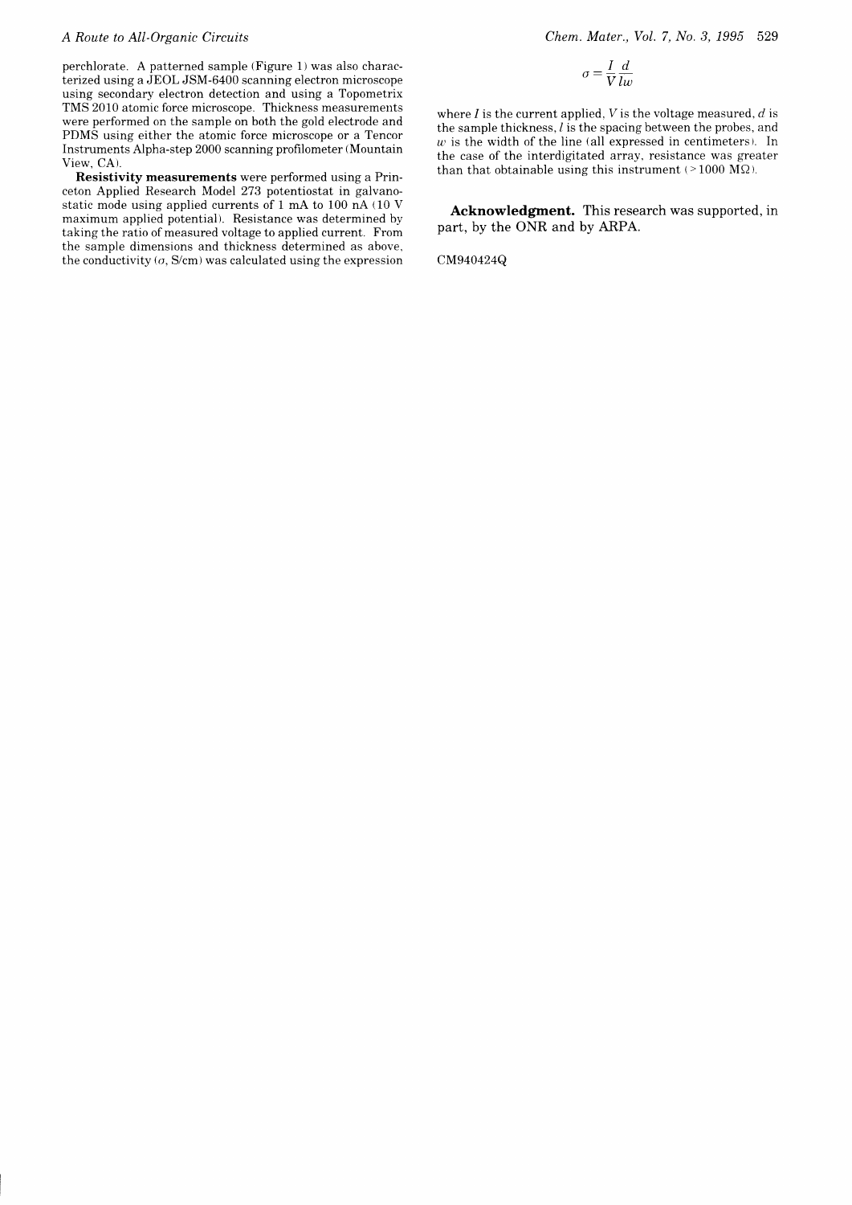perchlorate. A patterned sample (Figure 1) was also characterized using a JEOL JSM-6400 scanning electron microscope using secondary electron detection and using a Topometrix TMS 2010 atomic force microscope. Thickness measurements were performed on the sample on both the gold electrode and PDMS using either the atomic force microscope or a Tencor Instruments Alpha-step 2000 scanning profilometer (Mountain View, CA).

**Resistivity measurements** were performed using a Princeton Applied Research Model 273 potentiostat in galvanostatic mode using applied currents of 1 mA to 100 nA (10 V maximum applied potential). Resistance was determined by taking the ratio of measured voltage to applied current. From the sample dimensions and thickness determined as above, the conductivity ($\sigma$, S/cm) was calculated using the expression

$$\sigma = \frac{I}{V}\frac{d}{lw}$$

where $I$ is the current applied, $V$ is the voltage measured, $d$ is the sample thickness, $l$ is the spacing between the probes, and $w$ is the width of the line (all expressed in centimeters). In the case of the interdigitated array, resistance was greater than that obtainable using this instrument (>1000 MΩ).

**Acknowledgment.** This research was supported, in part, by the ONR and by ARPA.

CM940424Q